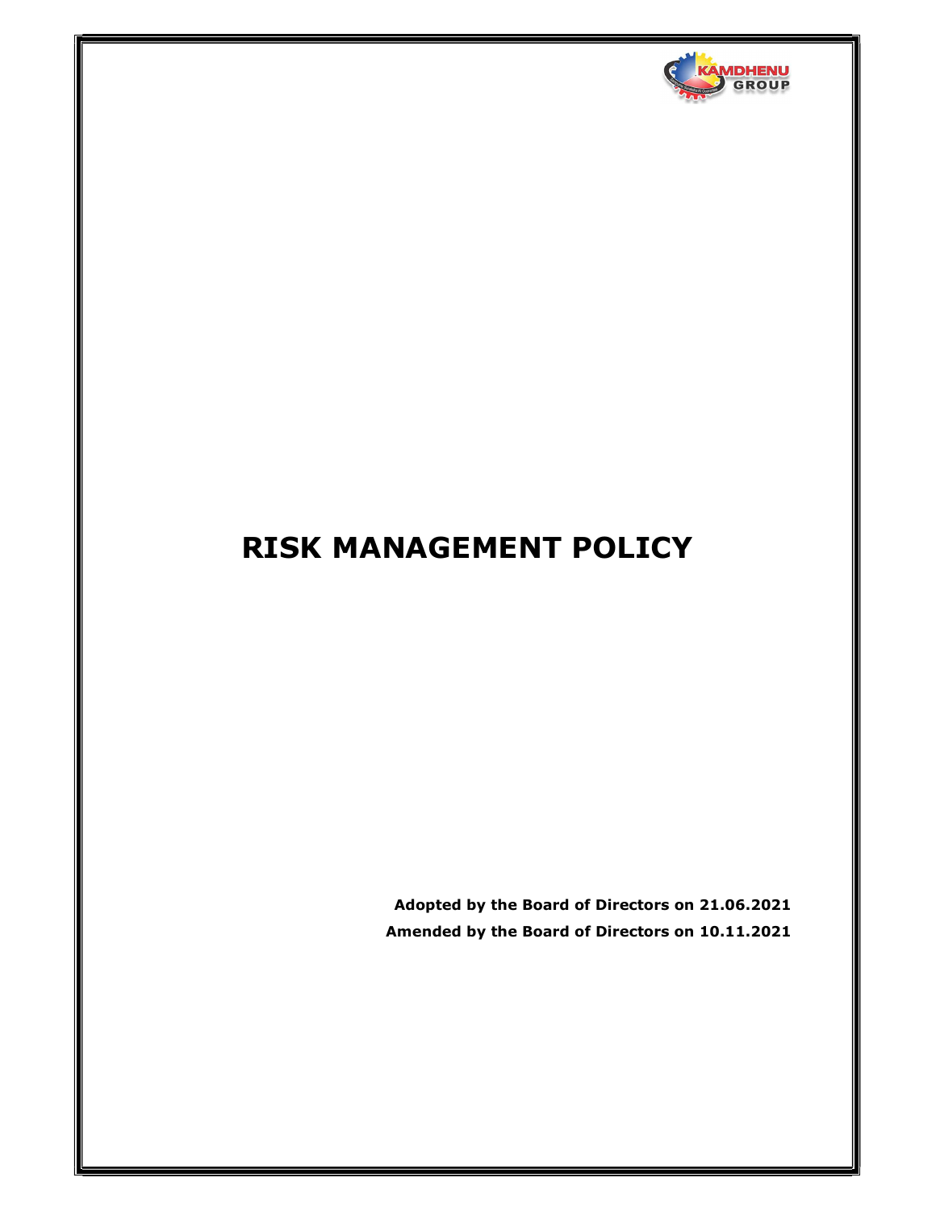# RISK MANAGEMENT POLICY

**Adopted by the Board of Directors on 21.06.2021**

**Amended by the Board of Directors on 10.11.2021**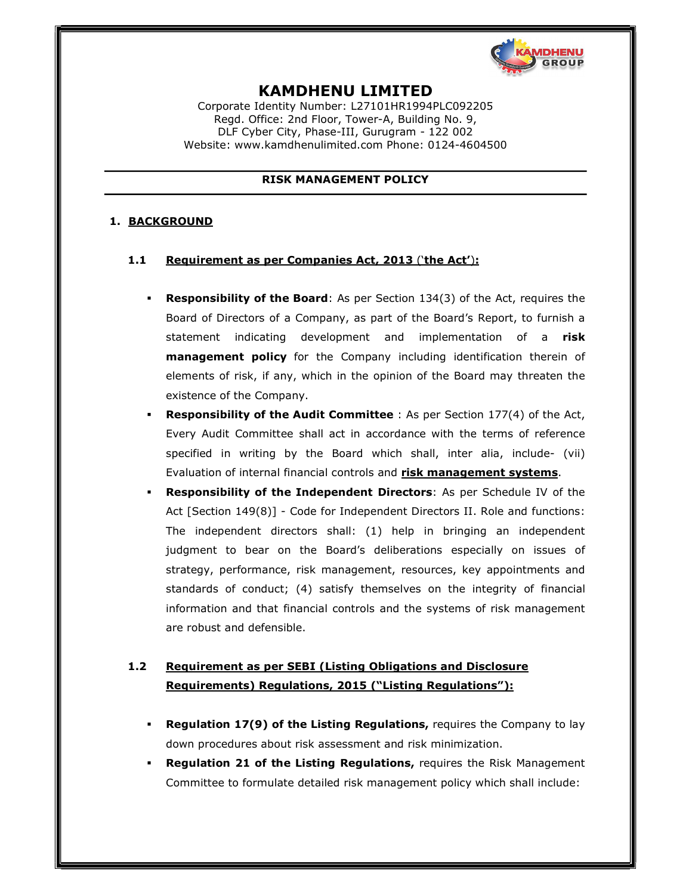# KAMDHENU LIMITED

Corporate Identity Number: L27101HR1994PLC092205
Regd. Office: 2nd Floor, Tower-A, Building No. 9,
DLF Cyber City, Phase-III, Gurugram - 122 002
Website: www.kamdhenulimited.com Phone: 0124-4604500

---

**RISK MANAGEMENT POLICY**

---

## 1. BACKGROUND

### 1.1 Requirement as per Companies Act, 2013 ('the Act'):

- **Responsibility of the Board**: As per Section 134(3) of the Act, requires the Board of Directors of a Company, as part of the Board's Report, to furnish a statement indicating development and implementation of a **risk management policy** for the Company including identification therein of elements of risk, if any, which in the opinion of the Board may threaten the existence of the Company.
- **Responsibility of the Audit Committee** : As per Section 177(4) of the Act, Every Audit Committee shall act in accordance with the terms of reference specified in writing by the Board which shall, inter alia, include- (vii) Evaluation of internal financial controls and **risk management systems**.
- **Responsibility of the Independent Directors**: As per Schedule IV of the Act [Section 149(8)] - Code for Independent Directors II. Role and functions: The independent directors shall: (1) help in bringing an independent judgment to bear on the Board's deliberations especially on issues of strategy, performance, risk management, resources, key appointments and standards of conduct; (4) satisfy themselves on the integrity of financial information and that financial controls and the systems of risk management are robust and defensible.

### 1.2 Requirement as per SEBI (Listing Obligations and Disclosure Requirements) Regulations, 2015 ("Listing Regulations"):

- **Regulation 17(9) of the Listing Regulations,** requires the Company to lay down procedures about risk assessment and risk minimization.
- **Regulation 21 of the Listing Regulations,** requires the Risk Management Committee to formulate detailed risk management policy which shall include: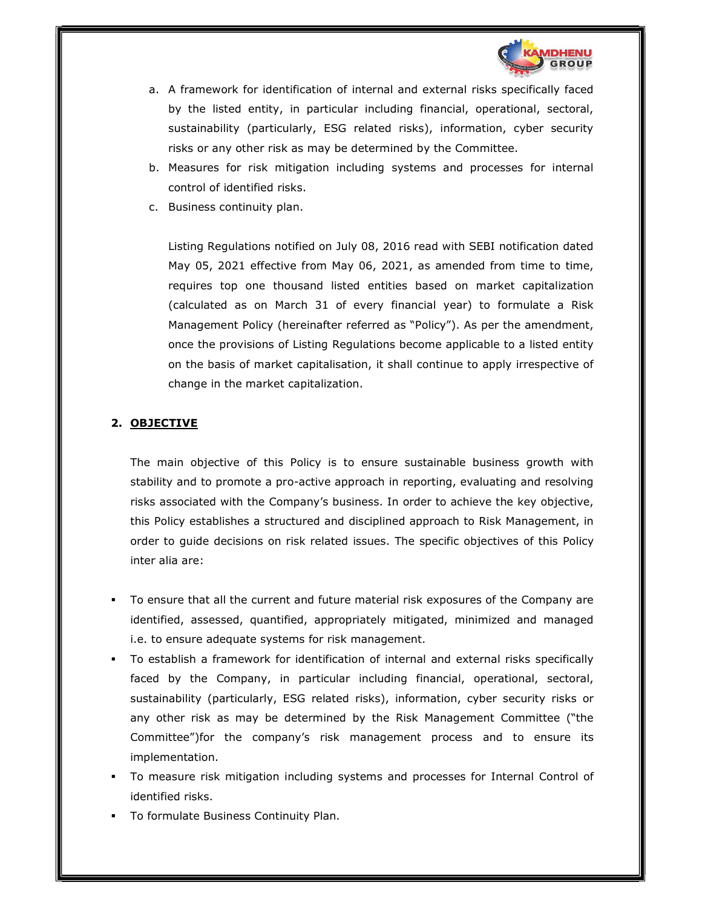a. A framework for identification of internal and external risks specifically faced by the listed entity, in particular including financial, operational, sectoral, sustainability (particularly, ESG related risks), information, cyber security risks or any other risk as may be determined by the Committee.
b. Measures for risk mitigation including systems and processes for internal control of identified risks.
c. Business continuity plan.

Listing Regulations notified on July 08, 2016 read with SEBI notification dated May 05, 2021 effective from May 06, 2021, as amended from time to time, requires top one thousand listed entities based on market capitalization (calculated as on March 31 of every financial year) to formulate a Risk Management Policy (hereinafter referred as "Policy"). As per the amendment, once the provisions of Listing Regulations become applicable to a listed entity on the basis of market capitalisation, it shall continue to apply irrespective of change in the market capitalization.

## 2. OBJECTIVE

The main objective of this Policy is to ensure sustainable business growth with stability and to promote a pro-active approach in reporting, evaluating and resolving risks associated with the Company's business. In order to achieve the key objective, this Policy establishes a structured and disciplined approach to Risk Management, in order to guide decisions on risk related issues. The specific objectives of this Policy inter alia are:

- To ensure that all the current and future material risk exposures of the Company are identified, assessed, quantified, appropriately mitigated, minimized and managed i.e. to ensure adequate systems for risk management.
- To establish a framework for identification of internal and external risks specifically faced by the Company, in particular including financial, operational, sectoral, sustainability (particularly, ESG related risks), information, cyber security risks or any other risk as may be determined by the Risk Management Committee ("the Committee")for the company's risk management process and to ensure its implementation.
- To measure risk mitigation including systems and processes for Internal Control of identified risks.
- To formulate Business Continuity Plan.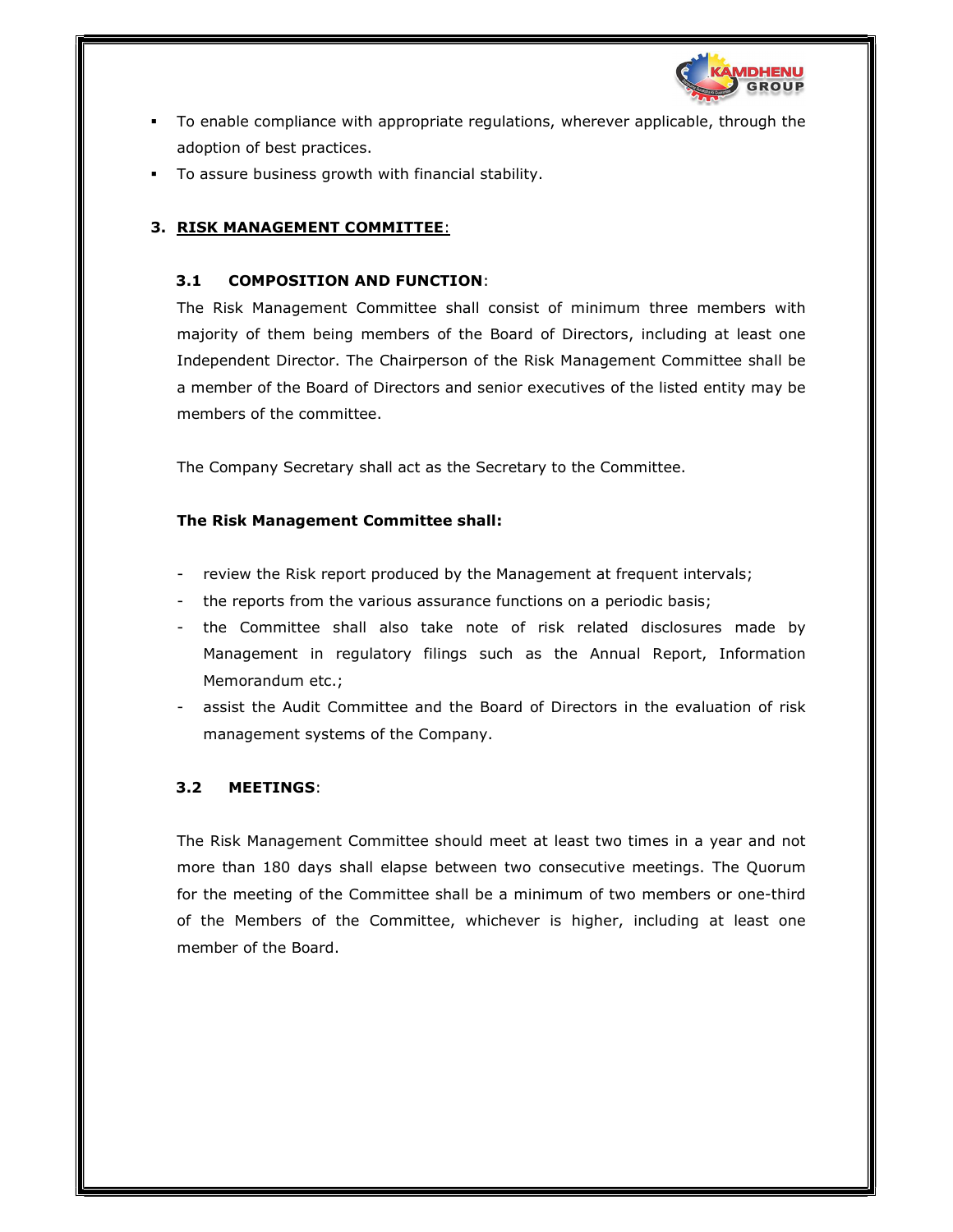- To enable compliance with appropriate regulations, wherever applicable, through the adoption of best practices.
- To assure business growth with financial stability.

## 3. RISK MANAGEMENT COMMITTEE:

### 3.1 COMPOSITION AND FUNCTION:

The Risk Management Committee shall consist of minimum three members with majority of them being members of the Board of Directors, including at least one Independent Director. The Chairperson of the Risk Management Committee shall be a member of the Board of Directors and senior executives of the listed entity may be members of the committee.

The Company Secretary shall act as the Secretary to the Committee.

**The Risk Management Committee shall:**

- review the Risk report produced by the Management at frequent intervals;
- the reports from the various assurance functions on a periodic basis;
- the Committee shall also take note of risk related disclosures made by Management in regulatory filings such as the Annual Report, Information Memorandum etc.;
- assist the Audit Committee and the Board of Directors in the evaluation of risk management systems of the Company.

### 3.2 MEETINGS:

The Risk Management Committee should meet at least two times in a year and not more than 180 days shall elapse between two consecutive meetings. The Quorum for the meeting of the Committee shall be a minimum of two members or one-third of the Members of the Committee, whichever is higher, including at least one member of the Board.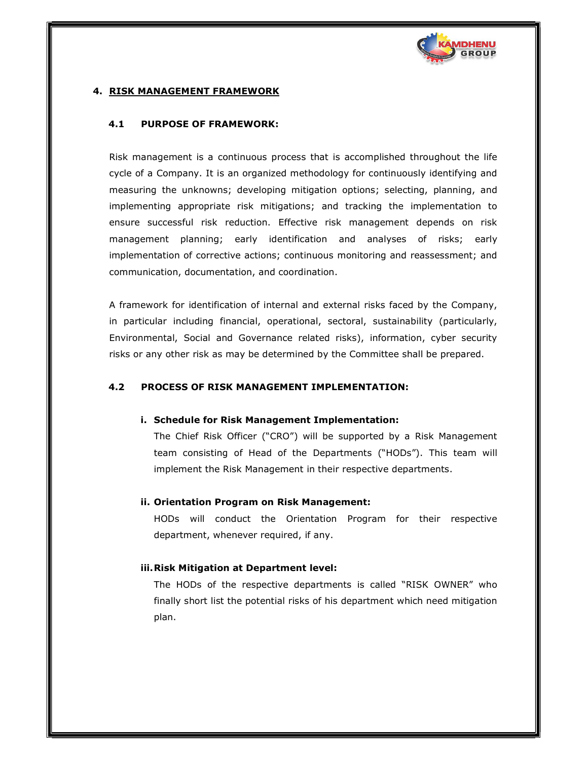## 4. RISK MANAGEMENT FRAMEWORK

### 4.1 PURPOSE OF FRAMEWORK:

Risk management is a continuous process that is accomplished throughout the life cycle of a Company. It is an organized methodology for continuously identifying and measuring the unknowns; developing mitigation options; selecting, planning, and implementing appropriate risk mitigations; and tracking the implementation to ensure successful risk reduction. Effective risk management depends on risk management planning; early identification and analyses of risks; early implementation of corrective actions; continuous monitoring and reassessment; and communication, documentation, and coordination.

A framework for identification of internal and external risks faced by the Company, in particular including financial, operational, sectoral, sustainability (particularly, Environmental, Social and Governance related risks), information, cyber security risks or any other risk as may be determined by the Committee shall be prepared.

### 4.2 PROCESS OF RISK MANAGEMENT IMPLEMENTATION:

**i. Schedule for Risk Management Implementation:**

The Chief Risk Officer ("CRO") will be supported by a Risk Management team consisting of Head of the Departments ("HODs"). This team will implement the Risk Management in their respective departments.

**ii. Orientation Program on Risk Management:**

HODs will conduct the Orientation Program for their respective department, whenever required, if any.

**iii. Risk Mitigation at Department level:**

The HODs of the respective departments is called "RISK OWNER" who finally short list the potential risks of his department which need mitigation plan.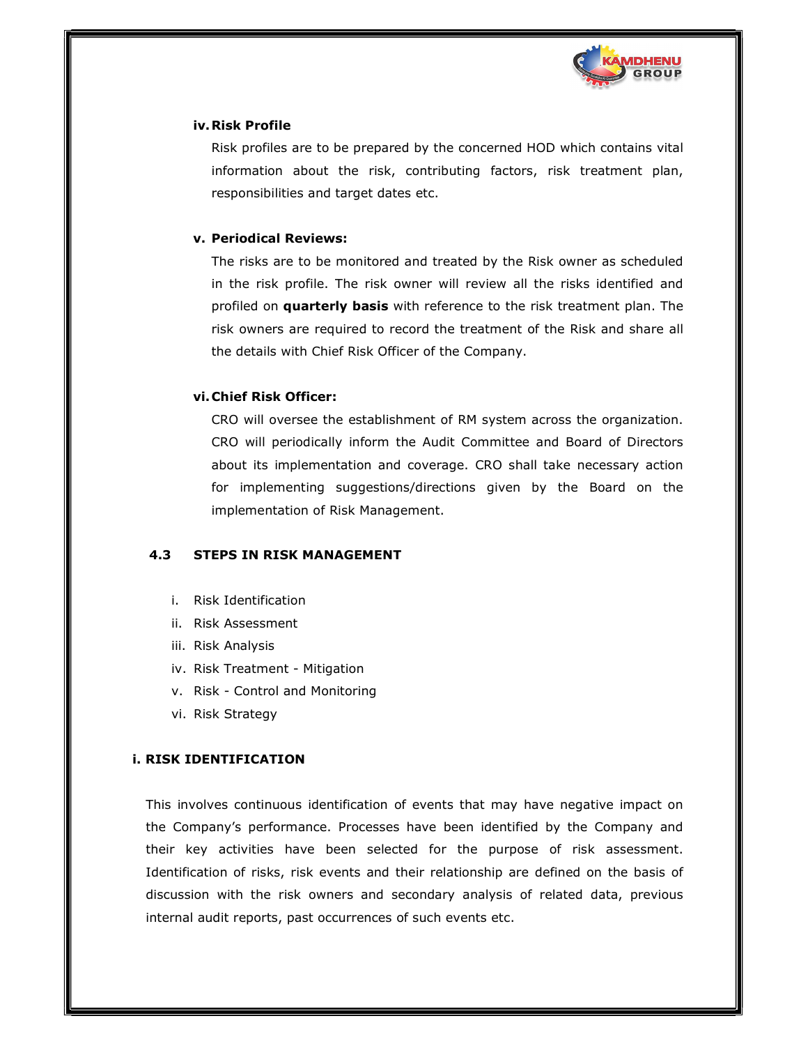**iv. Risk Profile**

Risk profiles are to be prepared by the concerned HOD which contains vital information about the risk, contributing factors, risk treatment plan, responsibilities and target dates etc.

**v. Periodical Reviews:**

The risks are to be monitored and treated by the Risk owner as scheduled in the risk profile. The risk owner will review all the risks identified and profiled on **quarterly basis** with reference to the risk treatment plan. The risk owners are required to record the treatment of the Risk and share all the details with Chief Risk Officer of the Company.

**vi. Chief Risk Officer:**

CRO will oversee the establishment of RM system across the organization. CRO will periodically inform the Audit Committee and Board of Directors about its implementation and coverage. CRO shall take necessary action for implementing suggestions/directions given by the Board on the implementation of Risk Management.

### 4.3 STEPS IN RISK MANAGEMENT

i. Risk Identification
ii. Risk Assessment
iii. Risk Analysis
iv. Risk Treatment - Mitigation
v. Risk - Control and Monitoring
vi. Risk Strategy

#### i. RISK IDENTIFICATION

This involves continuous identification of events that may have negative impact on the Company's performance. Processes have been identified by the Company and their key activities have been selected for the purpose of risk assessment. Identification of risks, risk events and their relationship are defined on the basis of discussion with the risk owners and secondary analysis of related data, previous internal audit reports, past occurrences of such events etc.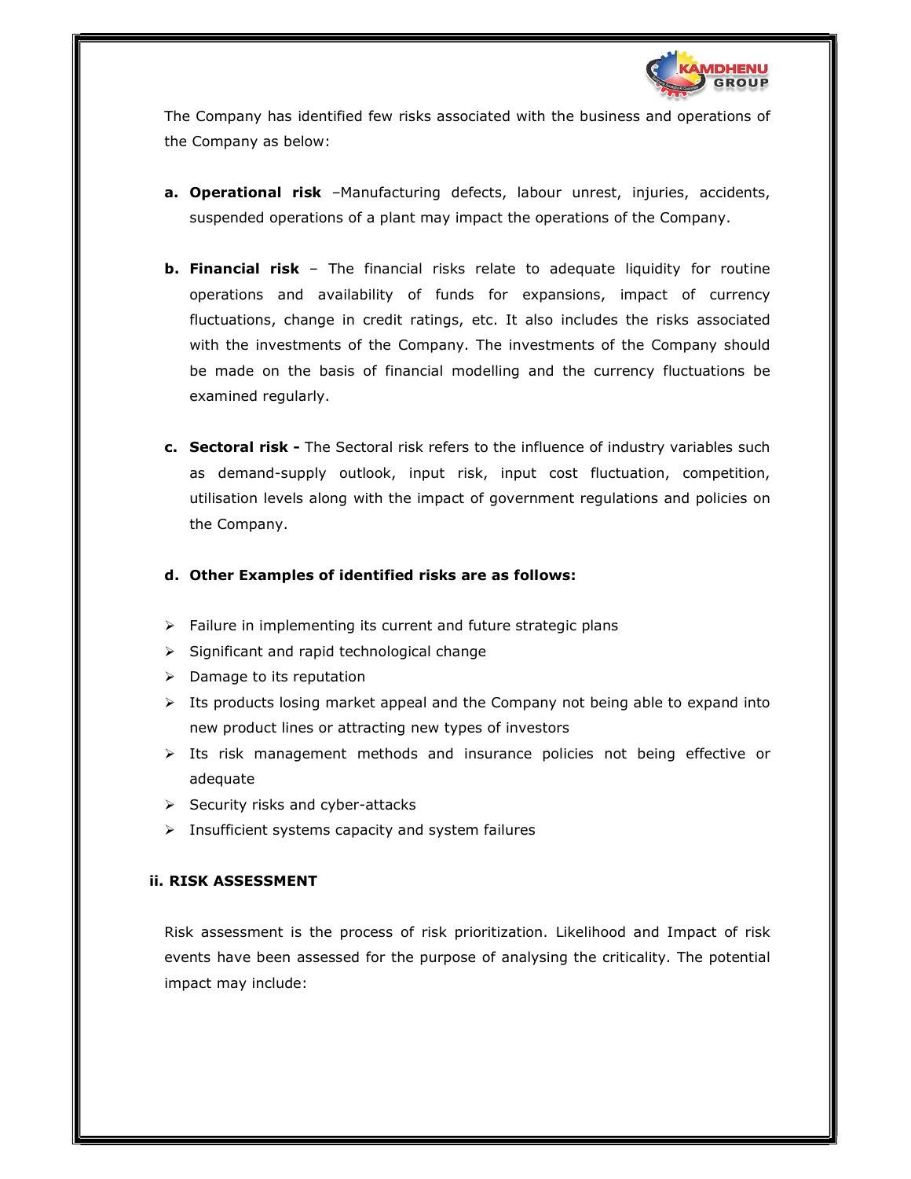The Company has identified few risks associated with the business and operations of the Company as below:

a. **Operational risk** –Manufacturing defects, labour unrest, injuries, accidents, suspended operations of a plant may impact the operations of the Company.

b. **Financial risk** – The financial risks relate to adequate liquidity for routine operations and availability of funds for expansions, impact of currency fluctuations, change in credit ratings, etc. It also includes the risks associated with the investments of the Company. The investments of the Company should be made on the basis of financial modelling and the currency fluctuations be examined regularly.

c. **Sectoral risk -** The Sectoral risk refers to the influence of industry variables such as demand-supply outlook, input risk, input cost fluctuation, competition, utilisation levels along with the impact of government regulations and policies on the Company.

d. **Other Examples of identified risks are as follows:**

- Failure in implementing its current and future strategic plans
- Significant and rapid technological change
- Damage to its reputation
- Its products losing market appeal and the Company not being able to expand into new product lines or attracting new types of investors
- Its risk management methods and insurance policies not being effective or adequate
- Security risks and cyber-attacks
- Insufficient systems capacity and system failures

**ii. RISK ASSESSMENT**

Risk assessment is the process of risk prioritization. Likelihood and Impact of risk events have been assessed for the purpose of analysing the criticality. The potential impact may include: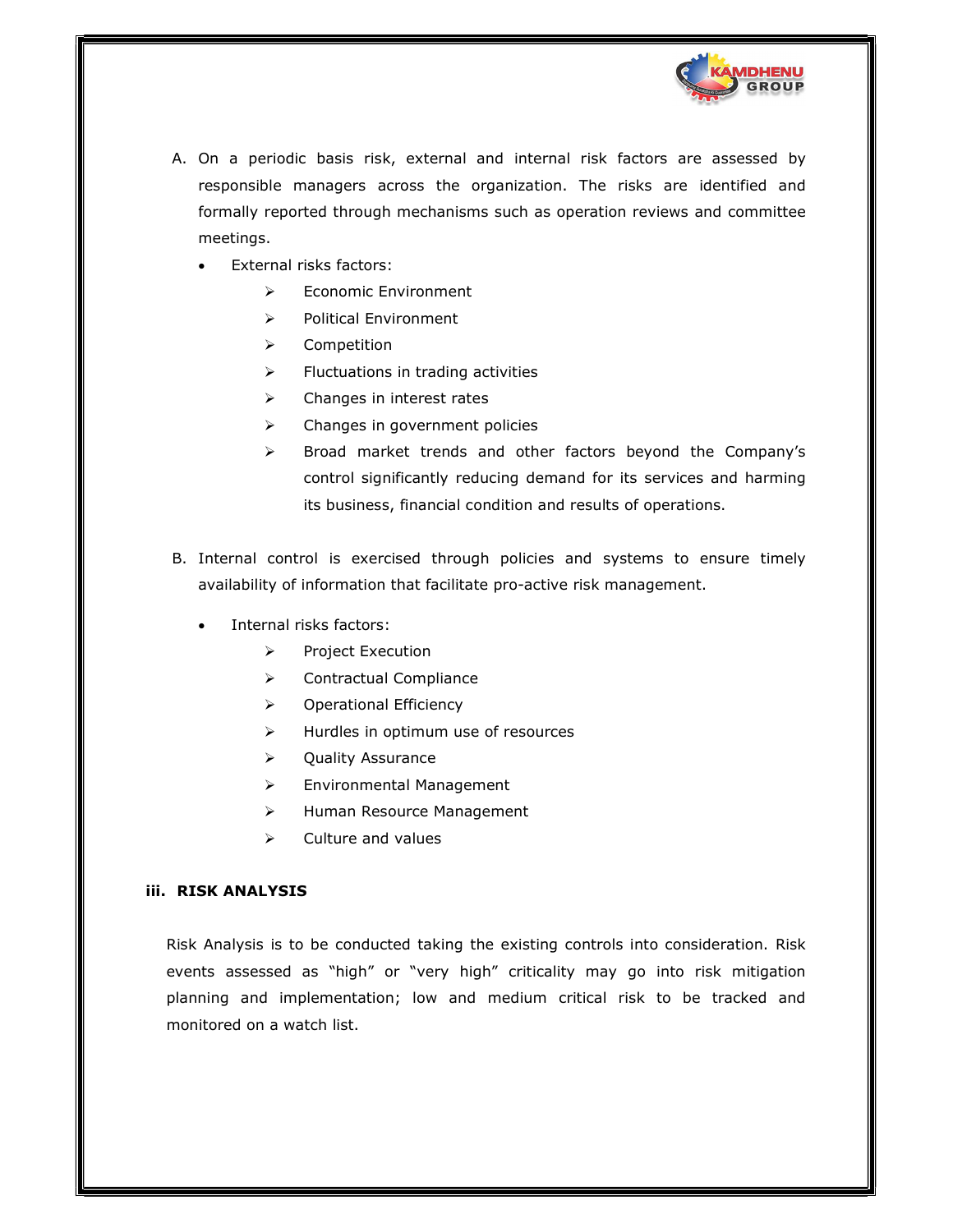A. On a periodic basis risk, external and internal risk factors are assessed by responsible managers across the organization. The risks are identified and formally reported through mechanisms such as operation reviews and committee meetings.

- External risks factors:
    - Economic Environment
    - Political Environment
    - Competition
    - Fluctuations in trading activities
    - Changes in interest rates
    - Changes in government policies
    - Broad market trends and other factors beyond the Company's control significantly reducing demand for its services and harming its business, financial condition and results of operations.

B. Internal control is exercised through policies and systems to ensure timely availability of information that facilitate pro-active risk management.

- Internal risks factors:
    - Project Execution
    - Contractual Compliance
    - Operational Efficiency
    - Hurdles in optimum use of resources
    - Quality Assurance
    - Environmental Management
    - Human Resource Management
    - Culture and values

**iii. RISK ANALYSIS**

Risk Analysis is to be conducted taking the existing controls into consideration. Risk events assessed as "high" or "very high" criticality may go into risk mitigation planning and implementation; low and medium critical risk to be tracked and monitored on a watch list.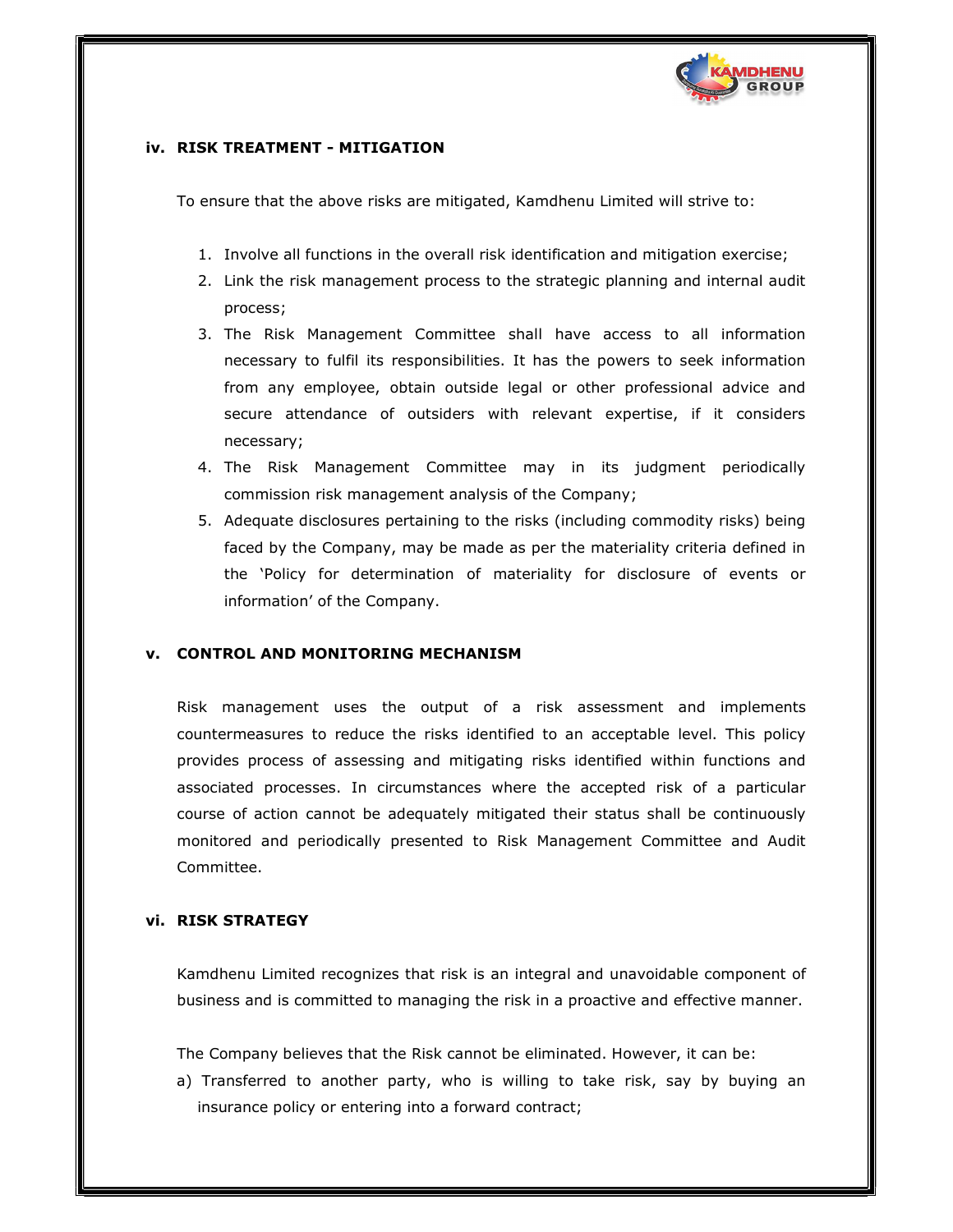### iv. RISK TREATMENT - MITIGATION

To ensure that the above risks are mitigated, Kamdhenu Limited will strive to:

1. Involve all functions in the overall risk identification and mitigation exercise;
2. Link the risk management process to the strategic planning and internal audit process;
3. The Risk Management Committee shall have access to all information necessary to fulfil its responsibilities. It has the powers to seek information from any employee, obtain outside legal or other professional advice and secure attendance of outsiders with relevant expertise, if it considers necessary;
4. The Risk Management Committee may in its judgment periodically commission risk management analysis of the Company;
5. Adequate disclosures pertaining to the risks (including commodity risks) being faced by the Company, may be made as per the materiality criteria defined in the 'Policy for determination of materiality for disclosure of events or information' of the Company.

### v. CONTROL AND MONITORING MECHANISM

Risk management uses the output of a risk assessment and implements countermeasures to reduce the risks identified to an acceptable level. This policy provides process of assessing and mitigating risks identified within functions and associated processes. In circumstances where the accepted risk of a particular course of action cannot be adequately mitigated their status shall be continuously monitored and periodically presented to Risk Management Committee and Audit Committee.

### vi. RISK STRATEGY

Kamdhenu Limited recognizes that risk is an integral and unavoidable component of business and is committed to managing the risk in a proactive and effective manner.

The Company believes that the Risk cannot be eliminated. However, it can be:

a) Transferred to another party, who is willing to take risk, say by buying an insurance policy or entering into a forward contract;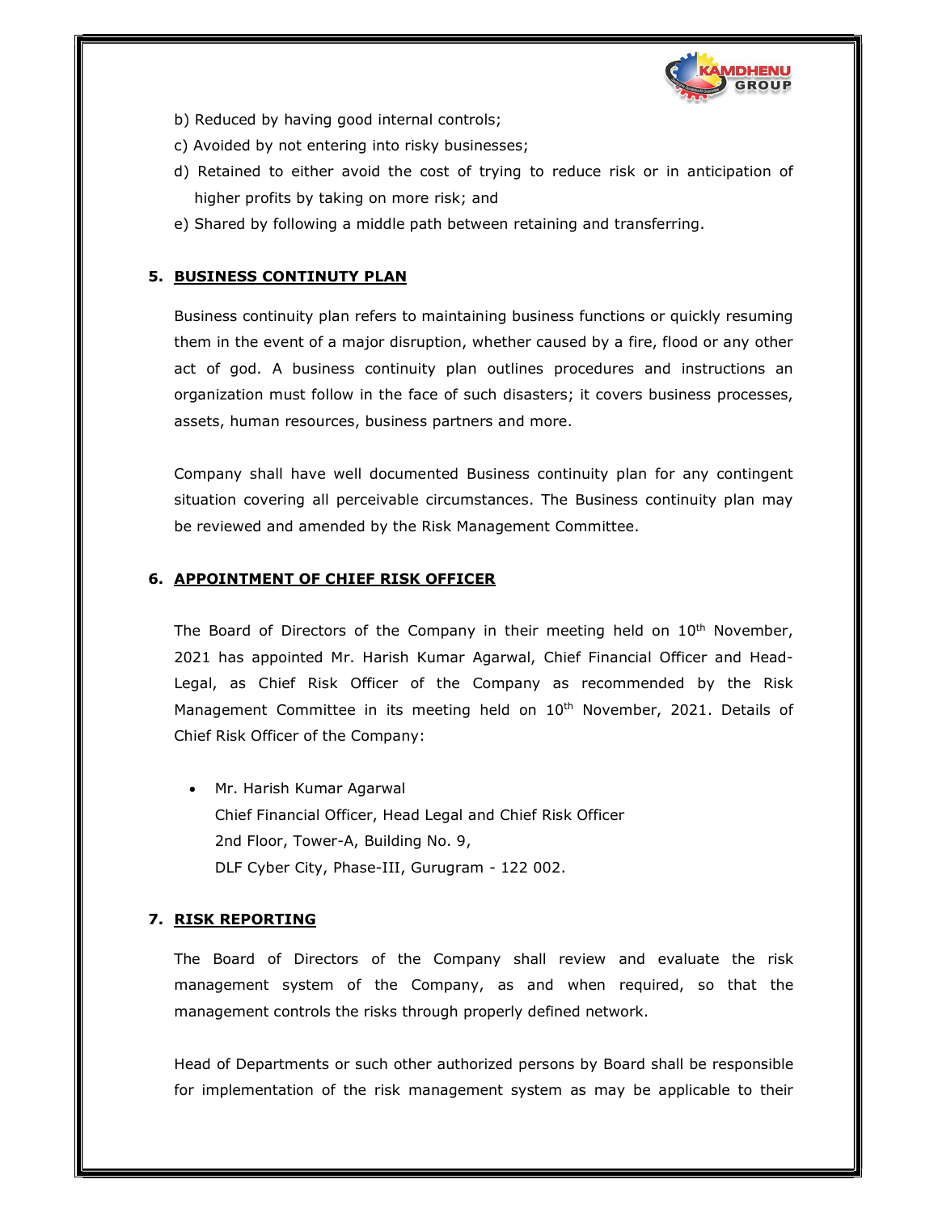b) Reduced by having good internal controls;

c) Avoided by not entering into risky businesses;

d) Retained to either avoid the cost of trying to reduce risk or in anticipation of higher profits by taking on more risk; and

e) Shared by following a middle path between retaining and transferring.

## 5. BUSINESS CONTINUTY PLAN

Business continuity plan refers to maintaining business functions or quickly resuming them in the event of a major disruption, whether caused by a fire, flood or any other act of god. A business continuity plan outlines procedures and instructions an organization must follow in the face of such disasters; it covers business processes, assets, human resources, business partners and more.

Company shall have well documented Business continuity plan for any contingent situation covering all perceivable circumstances. The Business continuity plan may be reviewed and amended by the Risk Management Committee.

## 6. APPOINTMENT OF CHIEF RISK OFFICER

The Board of Directors of the Company in their meeting held on 10th November, 2021 has appointed Mr. Harish Kumar Agarwal, Chief Financial Officer and Head-Legal, as Chief Risk Officer of the Company as recommended by the Risk Management Committee in its meeting held on 10th November, 2021. Details of Chief Risk Officer of the Company:

- Mr. Harish Kumar Agarwal
  Chief Financial Officer, Head Legal and Chief Risk Officer
  2nd Floor, Tower-A, Building No. 9,
  DLF Cyber City, Phase-III, Gurugram - 122 002.

## 7. RISK REPORTING

The Board of Directors of the Company shall review and evaluate the risk management system of the Company, as and when required, so that the management controls the risks through properly defined network.

Head of Departments or such other authorized persons by Board shall be responsible for implementation of the risk management system as may be applicable to their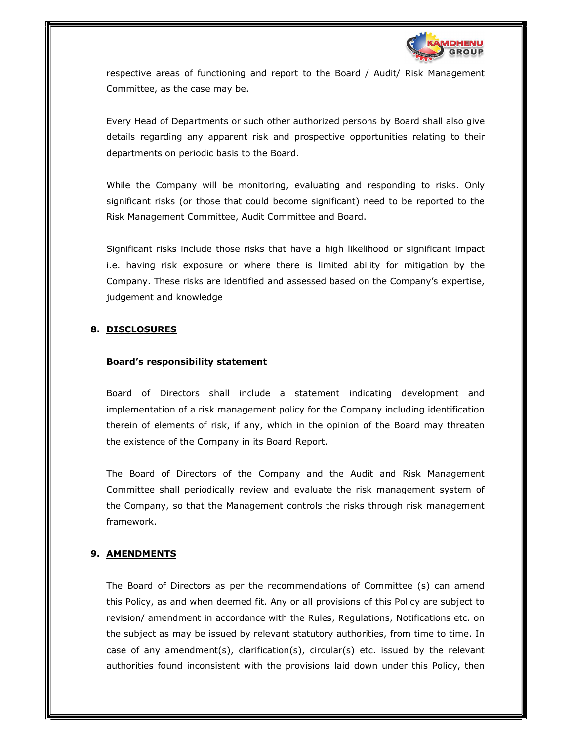respective areas of functioning and report to the Board / Audit/ Risk Management Committee, as the case may be.

Every Head of Departments or such other authorized persons by Board shall also give details regarding any apparent risk and prospective opportunities relating to their departments on periodic basis to the Board.

While the Company will be monitoring, evaluating and responding to risks. Only significant risks (or those that could become significant) need to be reported to the Risk Management Committee, Audit Committee and Board.

Significant risks include those risks that have a high likelihood or significant impact i.e. having risk exposure or where there is limited ability for mitigation by the Company. These risks are identified and assessed based on the Company's expertise, judgement and knowledge

## 8. DISCLOSURES

**Board's responsibility statement**

Board of Directors shall include a statement indicating development and implementation of a risk management policy for the Company including identification therein of elements of risk, if any, which in the opinion of the Board may threaten the existence of the Company in its Board Report.

The Board of Directors of the Company and the Audit and Risk Management Committee shall periodically review and evaluate the risk management system of the Company, so that the Management controls the risks through risk management framework.

## 9. AMENDMENTS

The Board of Directors as per the recommendations of Committee (s) can amend this Policy, as and when deemed fit. Any or all provisions of this Policy are subject to revision/ amendment in accordance with the Rules, Regulations, Notifications etc. on the subject as may be issued by relevant statutory authorities, from time to time. In case of any amendment(s), clarification(s), circular(s) etc. issued by the relevant authorities found inconsistent with the provisions laid down under this Policy, then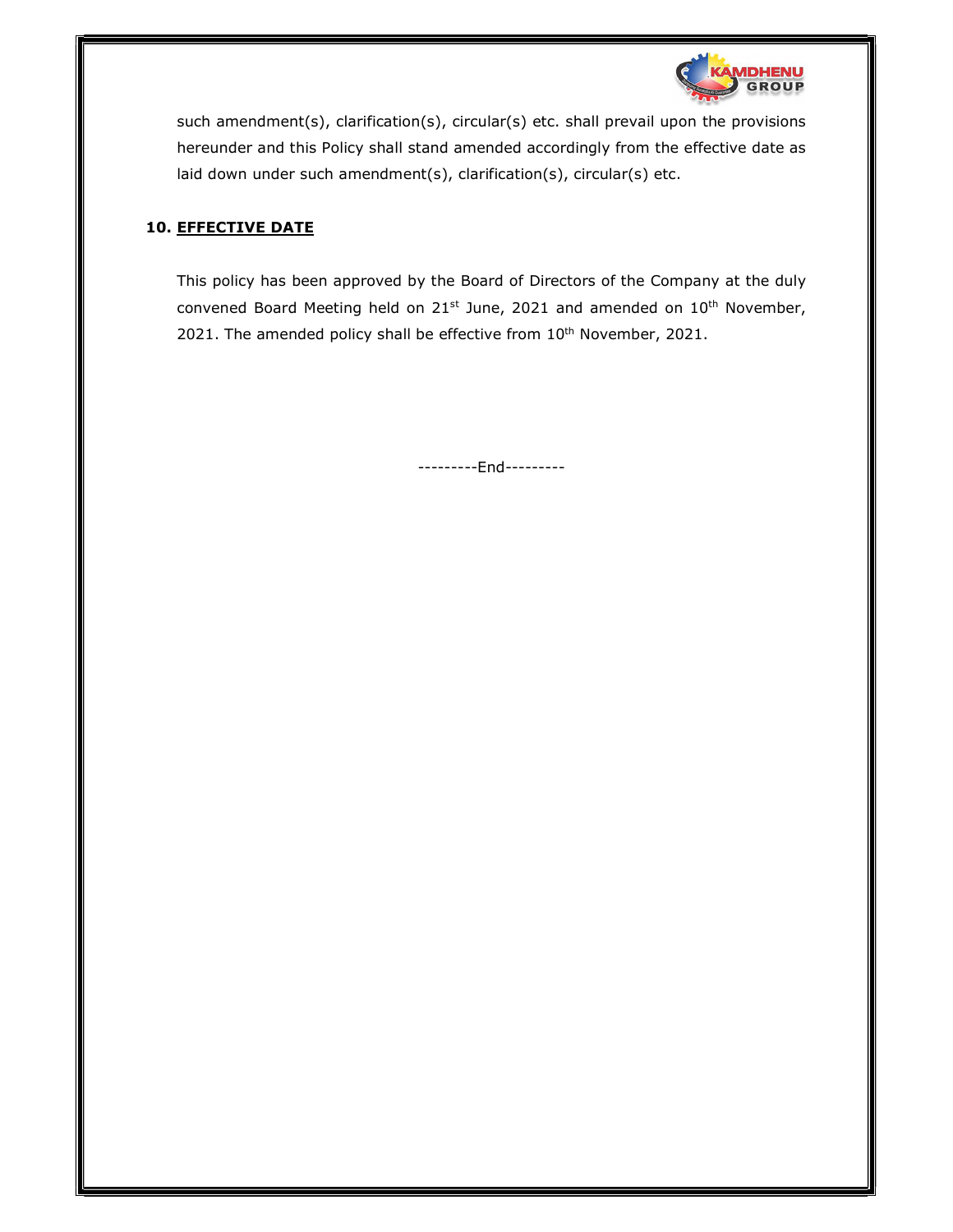such amendment(s), clarification(s), circular(s) etc. shall prevail upon the provisions hereunder and this Policy shall stand amended accordingly from the effective date as laid down under such amendment(s), clarification(s), circular(s) etc.

## 10. EFFECTIVE DATE

This policy has been approved by the Board of Directors of the Company at the duly convened Board Meeting held on 21st June, 2021 and amended on 10th November, 2021. The amended policy shall be effective from 10th November, 2021.

---------End---------